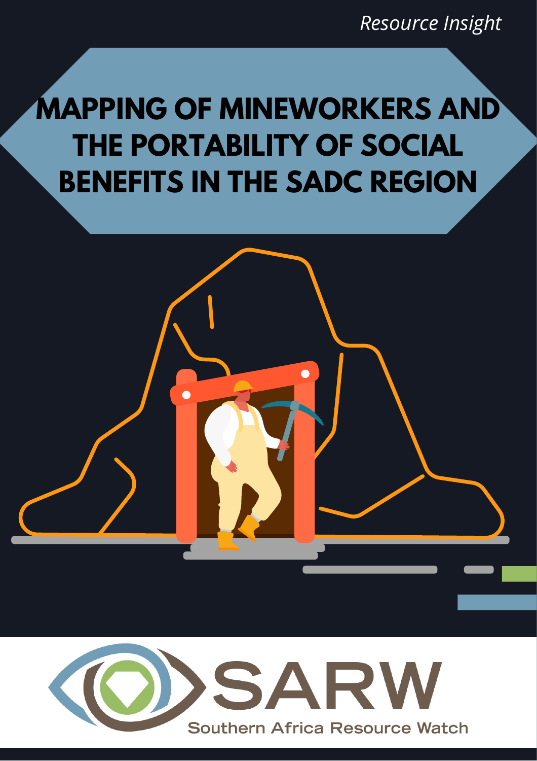*Resource Insight*

# MAPPING OF MINEWORKERS AND THE PORTABILITY OF SOCIAL BENEFITS IN THE SADC REGION

SARW

Southern Africa Resource Watch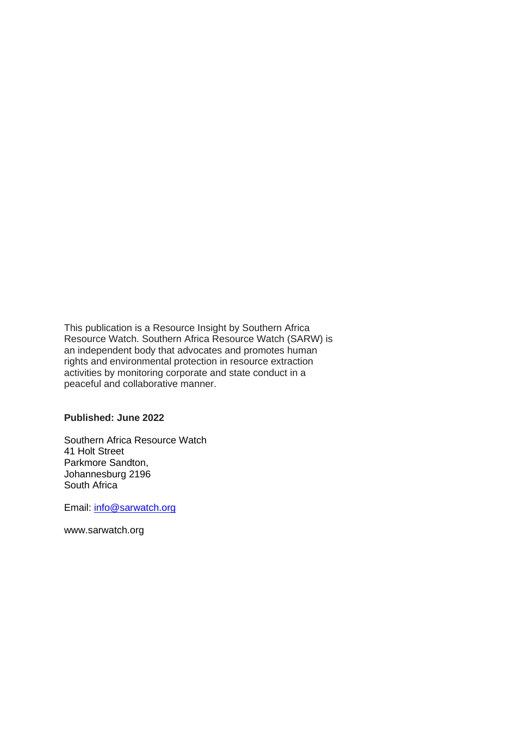This publication is a Resource Insight by Southern Africa Resource Watch. Southern Africa Resource Watch (SARW) is an independent body that advocates and promotes human rights and environmental protection in resource extraction activities by monitoring corporate and state conduct in a peaceful and collaborative manner.

**Published: June 2022**

Southern Africa Resource Watch
41 Holt Street
Parkmore Sandton,
Johannesburg 2196
South Africa

Email: info@sarwatch.org

www.sarwatch.org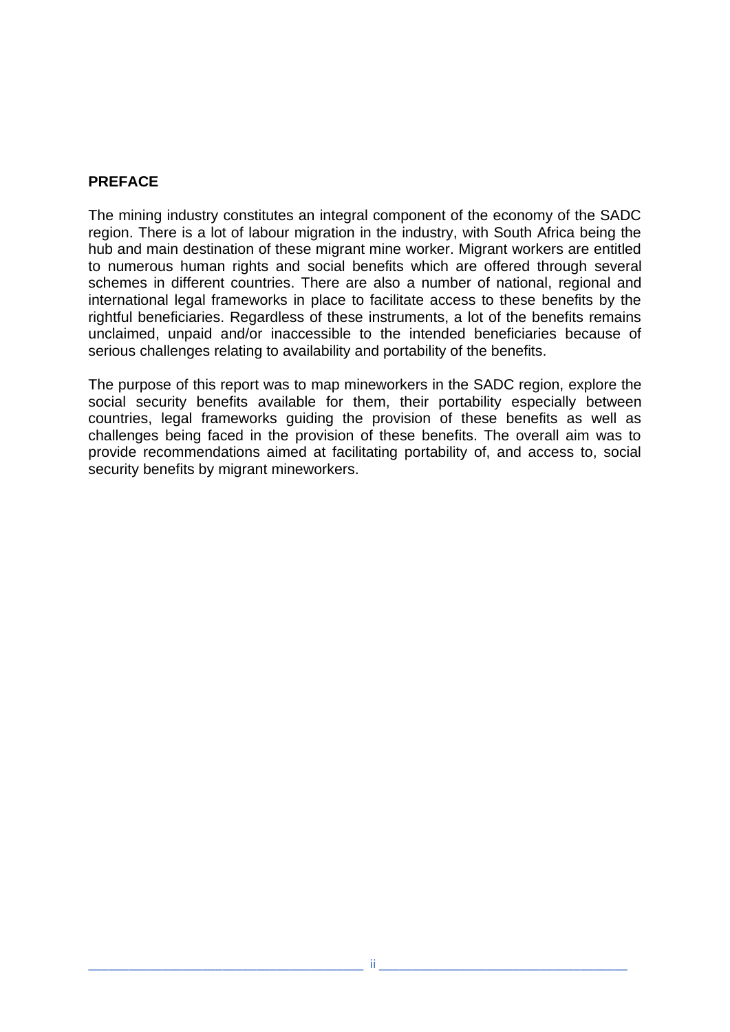## PREFACE

The mining industry constitutes an integral component of the economy of the SADC region. There is a lot of labour migration in the industry, with South Africa being the hub and main destination of these migrant mine worker. Migrant workers are entitled to numerous human rights and social benefits which are offered through several schemes in different countries. There are also a number of national, regional and international legal frameworks in place to facilitate access to these benefits by the rightful beneficiaries. Regardless of these instruments, a lot of the benefits remains unclaimed, unpaid and/or inaccessible to the intended beneficiaries because of serious challenges relating to availability and portability of the benefits.

The purpose of this report was to map mineworkers in the SADC region, explore the social security benefits available for them, their portability especially between countries, legal frameworks guiding the provision of these benefits as well as challenges being faced in the provision of these benefits. The overall aim was to provide recommendations aimed at facilitating portability of, and access to, social security benefits by migrant mineworkers.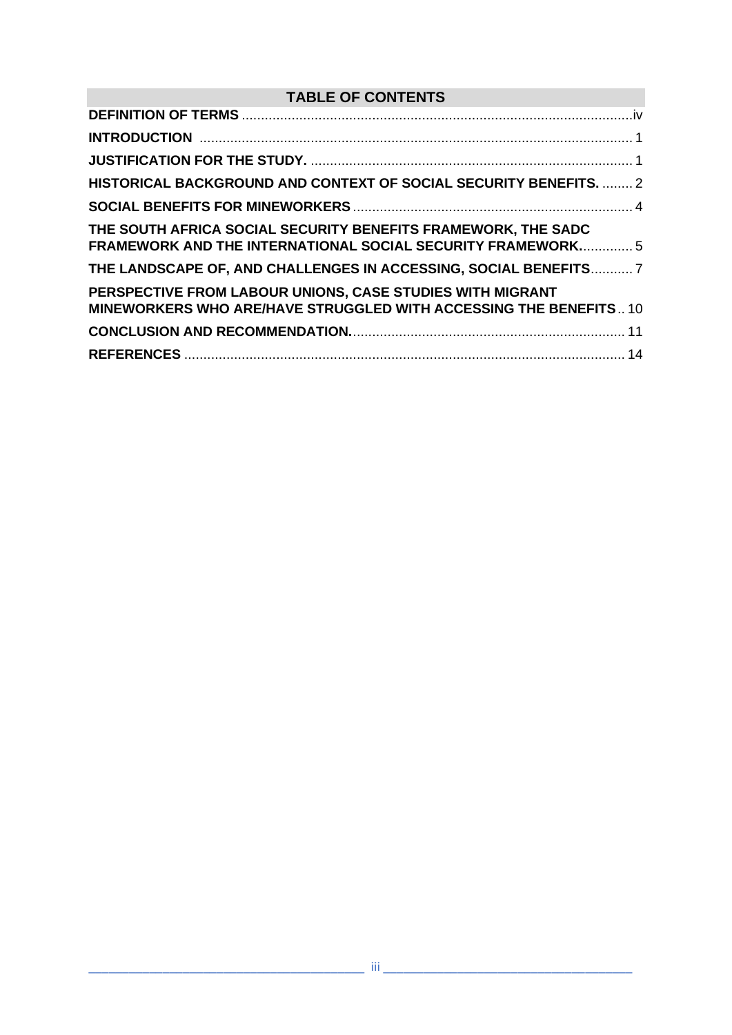## TABLE OF CONTENTS

| | |
|---|---|
| **DEFINITION OF TERMS** | iv |
| **INTRODUCTION** | 1 |
| **JUSTIFICATION FOR THE STUDY.** | 1 |
| **HISTORICAL BACKGROUND AND CONTEXT OF SOCIAL SECURITY BENEFITS.** | 2 |
| **SOCIAL BENEFITS FOR MINEWORKERS** | 4 |
| **THE SOUTH AFRICA SOCIAL SECURITY BENEFITS FRAMEWORK, THE SADC FRAMEWORK AND THE INTERNATIONAL SOCIAL SECURITY FRAMEWORK.** | 5 |
| **THE LANDSCAPE OF, AND CHALLENGES IN ACCESSING, SOCIAL BENEFITS** | 7 |
| **PERSPECTIVE FROM LABOUR UNIONS, CASE STUDIES WITH MIGRANT MINEWORKERS WHO ARE/HAVE STRUGGLED WITH ACCESSING THE BENEFITS** | 10 |
| **CONCLUSION AND RECOMMENDATION.** | 11 |
| **REFERENCES** | 14 |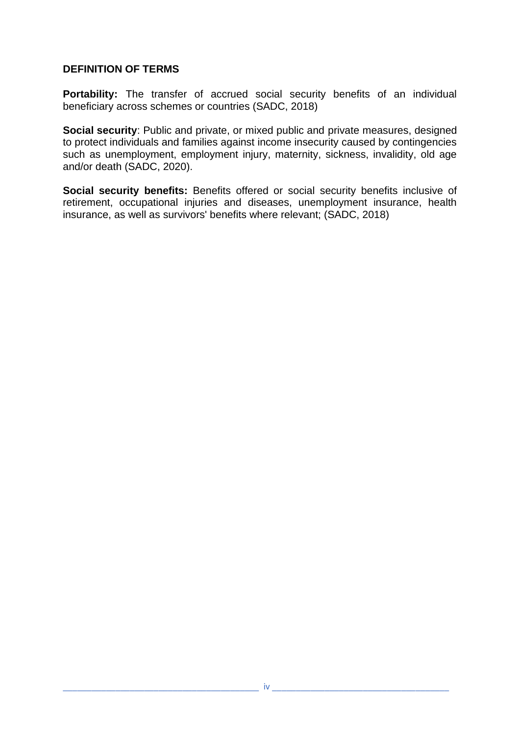## DEFINITION OF TERMS

**Portability:** The transfer of accrued social security benefits of an individual beneficiary across schemes or countries (SADC, 2018)

**Social security**: Public and private, or mixed public and private measures, designed to protect individuals and families against income insecurity caused by contingencies such as unemployment, employment injury, maternity, sickness, invalidity, old age and/or death (SADC, 2020).

**Social security benefits:** Benefits offered or social security benefits inclusive of retirement, occupational injuries and diseases, unemployment insurance, health insurance, as well as survivors' benefits where relevant; (SADC, 2018)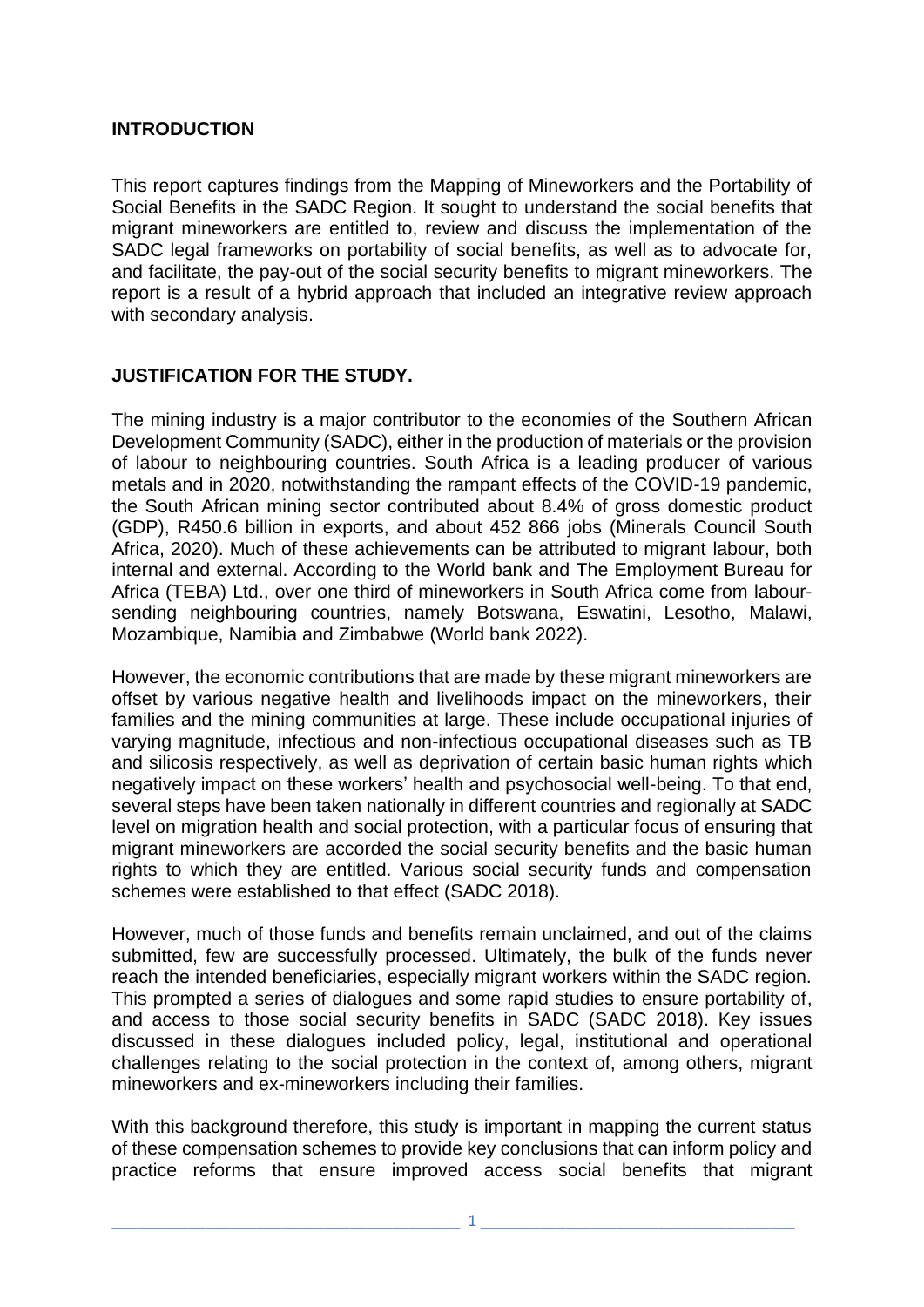## INTRODUCTION

This report captures findings from the Mapping of Mineworkers and the Portability of Social Benefits in the SADC Region. It sought to understand the social benefits that migrant mineworkers are entitled to, review and discuss the implementation of the SADC legal frameworks on portability of social benefits, as well as to advocate for, and facilitate, the pay-out of the social security benefits to migrant mineworkers. The report is a result of a hybrid approach that included an integrative review approach with secondary analysis.

## JUSTIFICATION FOR THE STUDY.

The mining industry is a major contributor to the economies of the Southern African Development Community (SADC), either in the production of materials or the provision of labour to neighbouring countries. South Africa is a leading producer of various metals and in 2020, notwithstanding the rampant effects of the COVID-19 pandemic, the South African mining sector contributed about 8.4% of gross domestic product (GDP), R450.6 billion in exports, and about 452 866 jobs (Minerals Council South Africa, 2020). Much of these achievements can be attributed to migrant labour, both internal and external. According to the World bank and The Employment Bureau for Africa (TEBA) Ltd., over one third of mineworkers in South Africa come from labour-sending neighbouring countries, namely Botswana, Eswatini, Lesotho, Malawi, Mozambique, Namibia and Zimbabwe (World bank 2022).

However, the economic contributions that are made by these migrant mineworkers are offset by various negative health and livelihoods impact on the mineworkers, their families and the mining communities at large. These include occupational injuries of varying magnitude, infectious and non-infectious occupational diseases such as TB and silicosis respectively, as well as deprivation of certain basic human rights which negatively impact on these workers' health and psychosocial well-being. To that end, several steps have been taken nationally in different countries and regionally at SADC level on migration health and social protection, with a particular focus of ensuring that migrant mineworkers are accorded the social security benefits and the basic human rights to which they are entitled. Various social security funds and compensation schemes were established to that effect (SADC 2018).

However, much of those funds and benefits remain unclaimed, and out of the claims submitted, few are successfully processed. Ultimately, the bulk of the funds never reach the intended beneficiaries, especially migrant workers within the SADC region. This prompted a series of dialogues and some rapid studies to ensure portability of, and access to those social security benefits in SADC (SADC 2018). Key issues discussed in these dialogues included policy, legal, institutional and operational challenges relating to the social protection in the context of, among others, migrant mineworkers and ex-mineworkers including their families.

With this background therefore, this study is important in mapping the current status of these compensation schemes to provide key conclusions that can inform policy and practice reforms that ensure improved access social benefits that migrant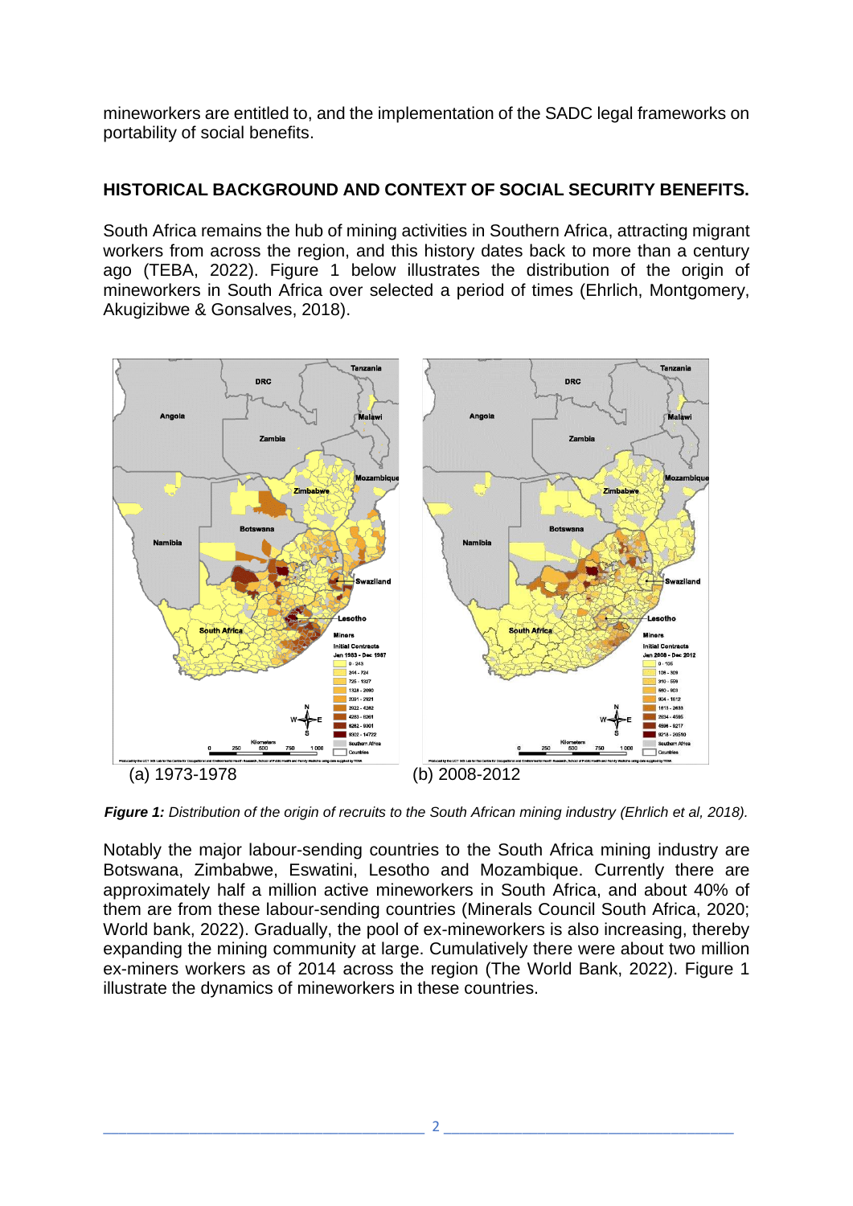mineworkers are entitled to, and the implementation of the SADC legal frameworks on portability of social benefits.

## HISTORICAL BACKGROUND AND CONTEXT OF SOCIAL SECURITY BENEFITS.

South Africa remains the hub of mining activities in Southern Africa, attracting migrant workers from across the region, and this history dates back to more than a century ago (TEBA, 2022). Figure 1 below illustrates the distribution of the origin of mineworkers in South Africa over selected a period of times (Ehrlich, Montgomery, Akugizibwe & Gonsalves, 2018).

(a) 1973-1978 (b) 2008-2012

***Figure 1:*** *Distribution of the origin of recruits to the South African mining industry (Ehrlich et al, 2018).*

Notably the major labour-sending countries to the South Africa mining industry are Botswana, Zimbabwe, Eswatini, Lesotho and Mozambique. Currently there are approximately half a million active mineworkers in South Africa, and about 40% of them are from these labour-sending countries (Minerals Council South Africa, 2020; World bank, 2022). Gradually, the pool of ex-mineworkers is also increasing, thereby expanding the mining community at large. Cumulatively there were about two million ex-miners workers as of 2014 across the region (The World Bank, 2022). Figure 1 illustrate the dynamics of mineworkers in these countries.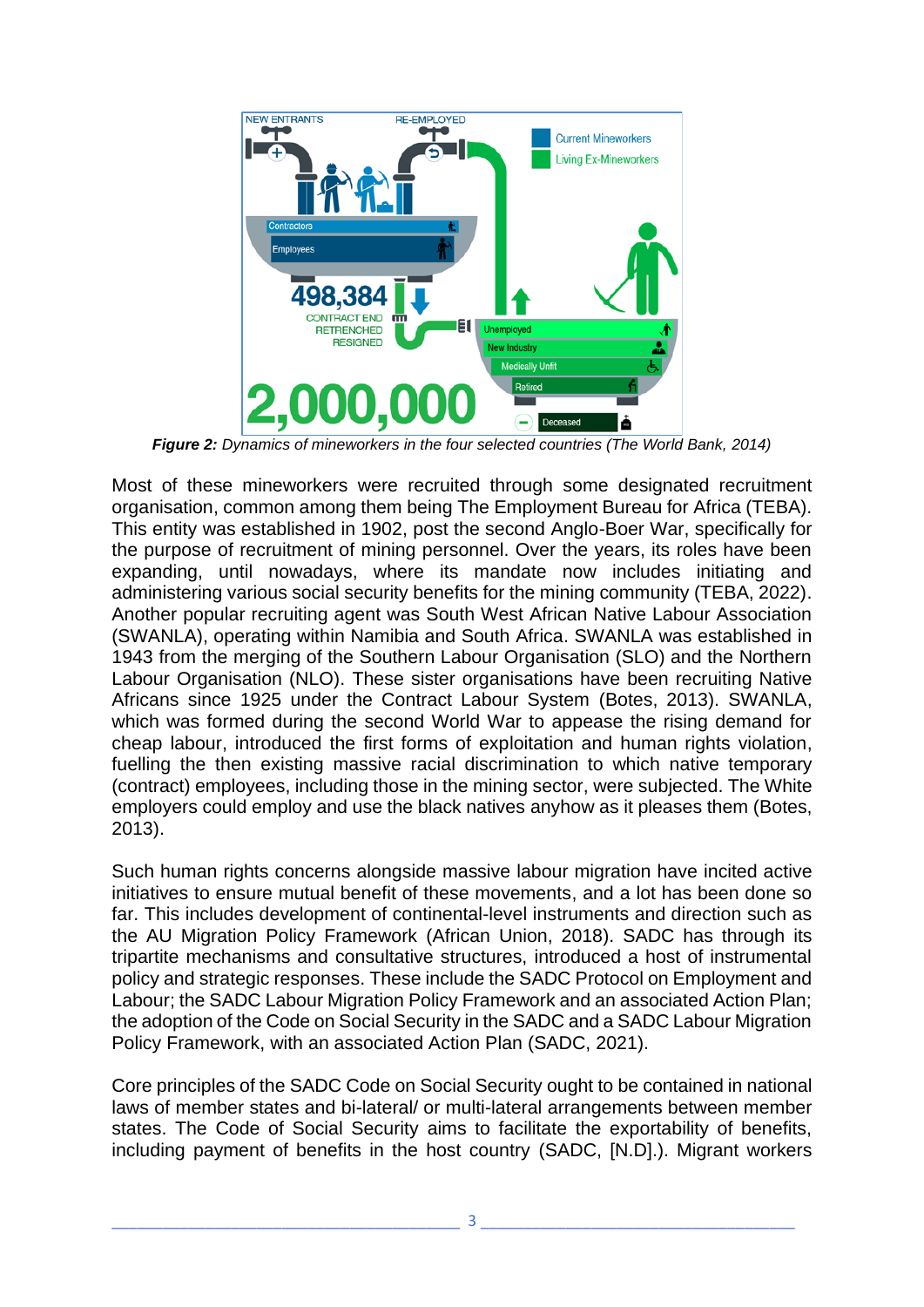*Figure 2: Dynamics of mineworkers in the four selected countries (The World Bank, 2014)*

Most of these mineworkers were recruited through some designated recruitment organisation, common among them being The Employment Bureau for Africa (TEBA). This entity was established in 1902, post the second Anglo-Boer War, specifically for the purpose of recruitment of mining personnel. Over the years, its roles have been expanding, until nowadays, where its mandate now includes initiating and administering various social security benefits for the mining community (TEBA, 2022). Another popular recruiting agent was South West African Native Labour Association (SWANLA), operating within Namibia and South Africa. SWANLA was established in 1943 from the merging of the Southern Labour Organisation (SLO) and the Northern Labour Organisation (NLO). These sister organisations have been recruiting Native Africans since 1925 under the Contract Labour System (Botes, 2013). SWANLA, which was formed during the second World War to appease the rising demand for cheap labour, introduced the first forms of exploitation and human rights violation, fuelling the then existing massive racial discrimination to which native temporary (contract) employees, including those in the mining sector, were subjected. The White employers could employ and use the black natives anyhow as it pleases them (Botes, 2013).

Such human rights concerns alongside massive labour migration have incited active initiatives to ensure mutual benefit of these movements, and a lot has been done so far. This includes development of continental-level instruments and direction such as the AU Migration Policy Framework (African Union, 2018). SADC has through its tripartite mechanisms and consultative structures, introduced a host of instrumental policy and strategic responses. These include the SADC Protocol on Employment and Labour; the SADC Labour Migration Policy Framework and an associated Action Plan; the adoption of the Code on Social Security in the SADC and a SADC Labour Migration Policy Framework, with an associated Action Plan (SADC, 2021).

Core principles of the SADC Code on Social Security ought to be contained in national laws of member states and bi-lateral/ or multi-lateral arrangements between member states. The Code of Social Security aims to facilitate the exportability of benefits, including payment of benefits in the host country (SADC, [N.D].). Migrant workers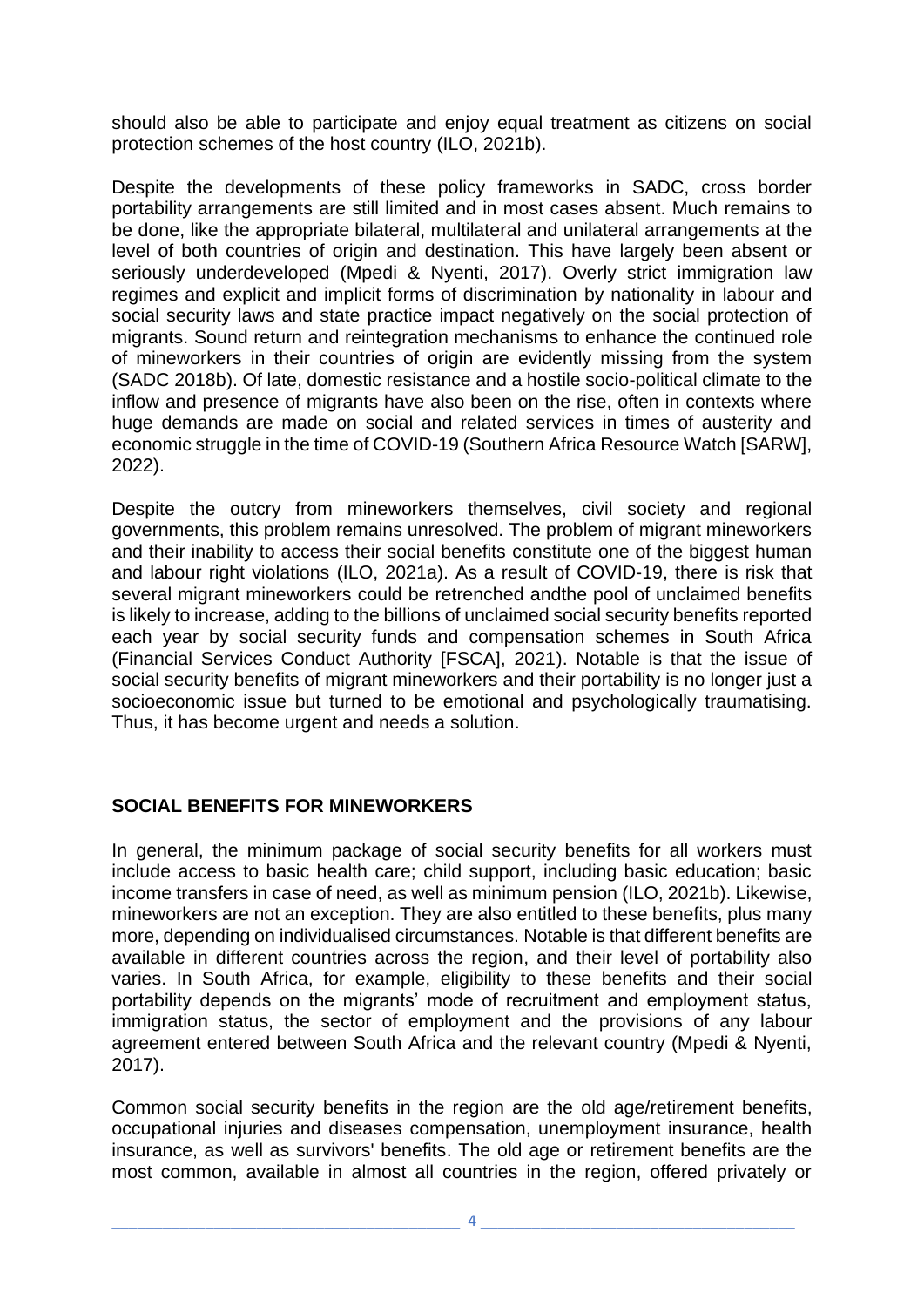should also be able to participate and enjoy equal treatment as citizens on social protection schemes of the host country (ILO, 2021b).

Despite the developments of these policy frameworks in SADC, cross border portability arrangements are still limited and in most cases absent. Much remains to be done, like the appropriate bilateral, multilateral and unilateral arrangements at the level of both countries of origin and destination. This have largely been absent or seriously underdeveloped (Mpedi & Nyenti, 2017). Overly strict immigration law regimes and explicit and implicit forms of discrimination by nationality in labour and social security laws and state practice impact negatively on the social protection of migrants. Sound return and reintegration mechanisms to enhance the continued role of mineworkers in their countries of origin are evidently missing from the system (SADC 2018b). Of late, domestic resistance and a hostile socio-political climate to the inflow and presence of migrants have also been on the rise, often in contexts where huge demands are made on social and related services in times of austerity and economic struggle in the time of COVID-19 (Southern Africa Resource Watch [SARW], 2022).

Despite the outcry from mineworkers themselves, civil society and regional governments, this problem remains unresolved. The problem of migrant mineworkers and their inability to access their social benefits constitute one of the biggest human and labour right violations (ILO, 2021a). As a result of COVID-19, there is risk that several migrant mineworkers could be retrenched andthe pool of unclaimed benefits is likely to increase, adding to the billions of unclaimed social security benefits reported each year by social security funds and compensation schemes in South Africa (Financial Services Conduct Authority [FSCA], 2021). Notable is that the issue of social security benefits of migrant mineworkers and their portability is no longer just a socioeconomic issue but turned to be emotional and psychologically traumatising. Thus, it has become urgent and needs a solution.

## SOCIAL BENEFITS FOR MINEWORKERS

In general, the minimum package of social security benefits for all workers must include access to basic health care; child support, including basic education; basic income transfers in case of need, as well as minimum pension (ILO, 2021b). Likewise, mineworkers are not an exception. They are also entitled to these benefits, plus many more, depending on individualised circumstances. Notable is that different benefits are available in different countries across the region, and their level of portability also varies. In South Africa, for example, eligibility to these benefits and their social portability depends on the migrants' mode of recruitment and employment status, immigration status, the sector of employment and the provisions of any labour agreement entered between South Africa and the relevant country (Mpedi & Nyenti, 2017).

Common social security benefits in the region are the old age/retirement benefits, occupational injuries and diseases compensation, unemployment insurance, health insurance, as well as survivors' benefits. The old age or retirement benefits are the most common, available in almost all countries in the region, offered privately or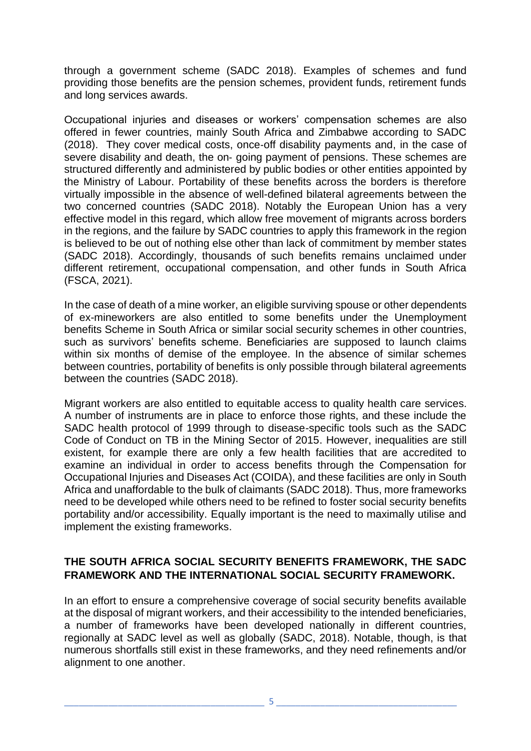through a government scheme (SADC 2018). Examples of schemes and fund providing those benefits are the pension schemes, provident funds, retirement funds and long services awards.

Occupational injuries and diseases or workers' compensation schemes are also offered in fewer countries, mainly South Africa and Zimbabwe according to SADC (2018). They cover medical costs, once-off disability payments and, in the case of severe disability and death, the on- going payment of pensions. These schemes are structured differently and administered by public bodies or other entities appointed by the Ministry of Labour. Portability of these benefits across the borders is therefore virtually impossible in the absence of well-defined bilateral agreements between the two concerned countries (SADC 2018). Notably the European Union has a very effective model in this regard, which allow free movement of migrants across borders in the regions, and the failure by SADC countries to apply this framework in the region is believed to be out of nothing else other than lack of commitment by member states (SADC 2018). Accordingly, thousands of such benefits remains unclaimed under different retirement, occupational compensation, and other funds in South Africa (FSCA, 2021).

In the case of death of a mine worker, an eligible surviving spouse or other dependents of ex-mineworkers are also entitled to some benefits under the Unemployment benefits Scheme in South Africa or similar social security schemes in other countries, such as survivors' benefits scheme. Beneficiaries are supposed to launch claims within six months of demise of the employee. In the absence of similar schemes between countries, portability of benefits is only possible through bilateral agreements between the countries (SADC 2018).

Migrant workers are also entitled to equitable access to quality health care services. A number of instruments are in place to enforce those rights, and these include the SADC health protocol of 1999 through to disease-specific tools such as the SADC Code of Conduct on TB in the Mining Sector of 2015. However, inequalities are still existent, for example there are only a few health facilities that are accredited to examine an individual in order to access benefits through the Compensation for Occupational Injuries and Diseases Act (COIDA), and these facilities are only in South Africa and unaffordable to the bulk of claimants (SADC 2018). Thus, more frameworks need to be developed while others need to be refined to foster social security benefits portability and/or accessibility. Equally important is the need to maximally utilise and implement the existing frameworks.

## THE SOUTH AFRICA SOCIAL SECURITY BENEFITS FRAMEWORK, THE SADC FRAMEWORK AND THE INTERNATIONAL SOCIAL SECURITY FRAMEWORK.

In an effort to ensure a comprehensive coverage of social security benefits available at the disposal of migrant workers, and their accessibility to the intended beneficiaries, a number of frameworks have been developed nationally in different countries, regionally at SADC level as well as globally (SADC, 2018). Notable, though, is that numerous shortfalls still exist in these frameworks, and they need refinements and/or alignment to one another.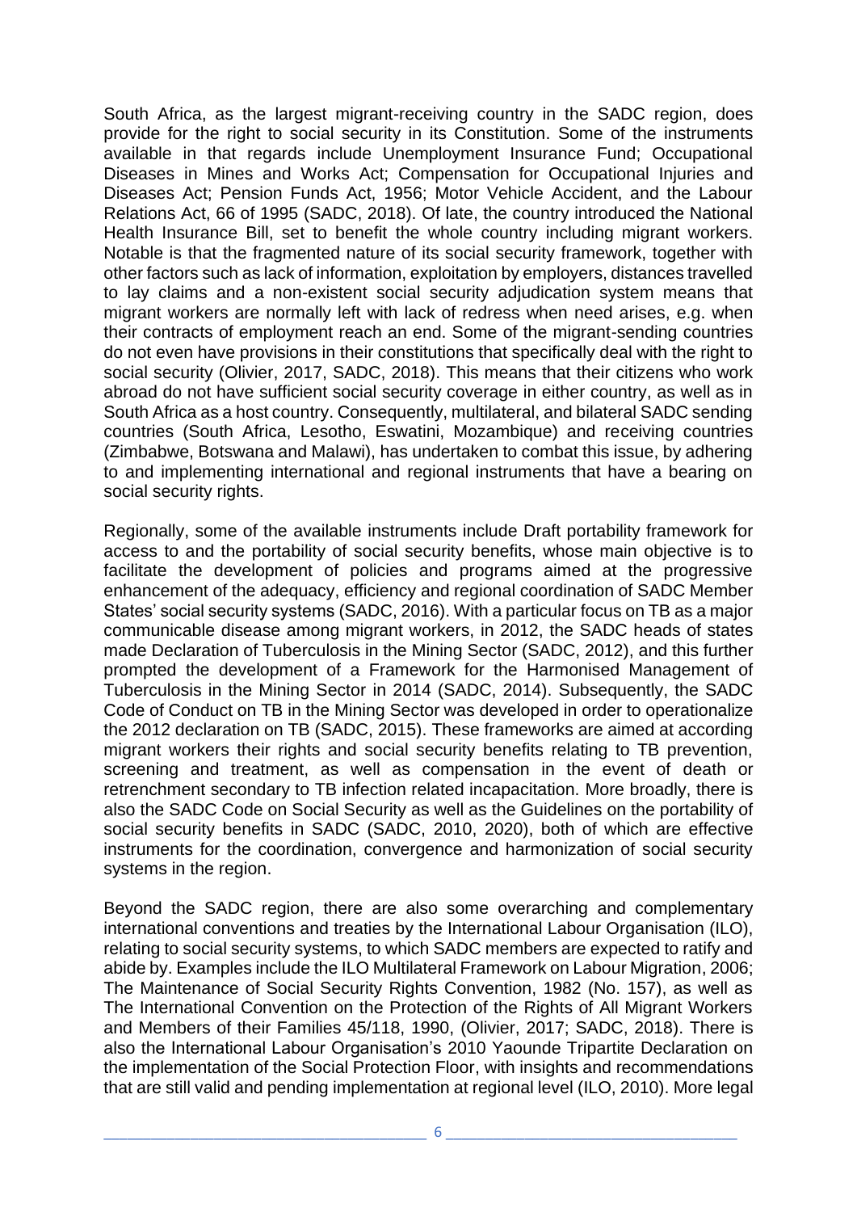South Africa, as the largest migrant-receiving country in the SADC region, does provide for the right to social security in its Constitution. Some of the instruments available in that regards include Unemployment Insurance Fund; Occupational Diseases in Mines and Works Act; Compensation for Occupational Injuries and Diseases Act; Pension Funds Act, 1956; Motor Vehicle Accident, and the Labour Relations Act, 66 of 1995 (SADC, 2018). Of late, the country introduced the National Health Insurance Bill, set to benefit the whole country including migrant workers. Notable is that the fragmented nature of its social security framework, together with other factors such as lack of information, exploitation by employers, distances travelled to lay claims and a non-existent social security adjudication system means that migrant workers are normally left with lack of redress when need arises, e.g. when their contracts of employment reach an end. Some of the migrant-sending countries do not even have provisions in their constitutions that specifically deal with the right to social security (Olivier, 2017, SADC, 2018). This means that their citizens who work abroad do not have sufficient social security coverage in either country, as well as in South Africa as a host country. Consequently, multilateral, and bilateral SADC sending countries (South Africa, Lesotho, Eswatini, Mozambique) and receiving countries (Zimbabwe, Botswana and Malawi), has undertaken to combat this issue, by adhering to and implementing international and regional instruments that have a bearing on social security rights.

Regionally, some of the available instruments include Draft portability framework for access to and the portability of social security benefits, whose main objective is to facilitate the development of policies and programs aimed at the progressive enhancement of the adequacy, efficiency and regional coordination of SADC Member States' social security systems (SADC, 2016). With a particular focus on TB as a major communicable disease among migrant workers, in 2012, the SADC heads of states made Declaration of Tuberculosis in the Mining Sector (SADC, 2012), and this further prompted the development of a Framework for the Harmonised Management of Tuberculosis in the Mining Sector in 2014 (SADC, 2014). Subsequently, the SADC Code of Conduct on TB in the Mining Sector was developed in order to operationalize the 2012 declaration on TB (SADC, 2015). These frameworks are aimed at according migrant workers their rights and social security benefits relating to TB prevention, screening and treatment, as well as compensation in the event of death or retrenchment secondary to TB infection related incapacitation. More broadly, there is also the SADC Code on Social Security as well as the Guidelines on the portability of social security benefits in SADC (SADC, 2010, 2020), both of which are effective instruments for the coordination, convergence and harmonization of social security systems in the region.

Beyond the SADC region, there are also some overarching and complementary international conventions and treaties by the International Labour Organisation (ILO), relating to social security systems, to which SADC members are expected to ratify and abide by. Examples include the ILO Multilateral Framework on Labour Migration, 2006; The Maintenance of Social Security Rights Convention, 1982 (No. 157), as well as The International Convention on the Protection of the Rights of All Migrant Workers and Members of their Families 45/118, 1990, (Olivier, 2017; SADC, 2018). There is also the International Labour Organisation's 2010 Yaounde Tripartite Declaration on the implementation of the Social Protection Floor, with insights and recommendations that are still valid and pending implementation at regional level (ILO, 2010). More legal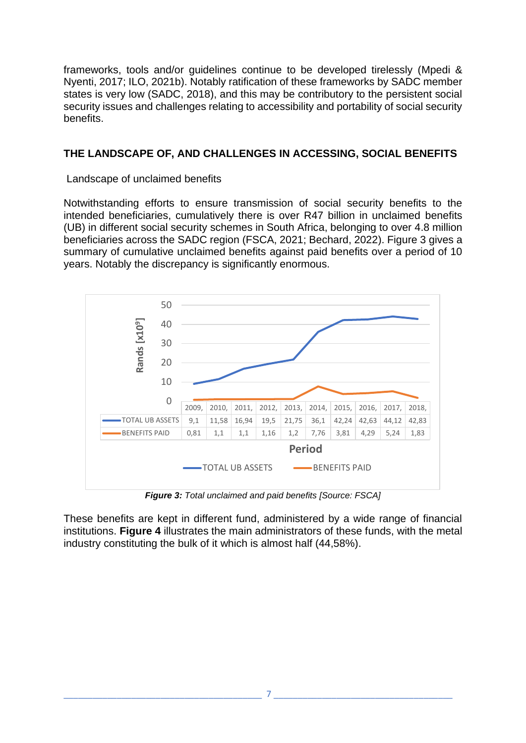frameworks, tools and/or guidelines continue to be developed tirelessly (Mpedi & Nyenti, 2017; ILO, 2021b). Notably ratification of these frameworks by SADC member states is very low (SADC, 2018), and this may be contributory to the persistent social security issues and challenges relating to accessibility and portability of social security benefits.

## THE LANDSCAPE OF, AND CHALLENGES IN ACCESSING, SOCIAL BENEFITS

### Landscape of unclaimed benefits

Notwithstanding efforts to ensure transmission of social security benefits to the intended beneficiaries, cumulatively there is over R47 billion in unclaimed benefits (UB) in different social security schemes in South Africa, belonging to over 4.8 million beneficiaries across the SADC region (FSCA, 2021; Bechard, 2022). Figure 3 gives a summary of cumulative unclaimed benefits against paid benefits over a period of 10 years. Notably the discrepancy is significantly enormous.

| | 2009, | 2010, | 2011, | 2012, | 2013, | 2014, | 2015, | 2016, | 2017, | 2018, |
|---|---|---|---|---|---|---|---|---|---|---|
| TOTAL UB ASSETS | 9,1 | 11,58 | 16,94 | 19,5 | 21,75 | 36,1 | 42,24 | 42,63 | 44,12 | 42,83 |
| BENEFITS PAID | 0,81 | 1,1 | 1,1 | 1,16 | 1,2 | 7,76 | 3,81 | 4,29 | 5,24 | 1,83 |

***Figure 3:*** *Total unclaimed and paid benefits [Source: FSCA]*

These benefits are kept in different fund, administered by a wide range of financial institutions. **Figure 4** illustrates the main administrators of these funds, with the metal industry constituting the bulk of it which is almost half (44,58%).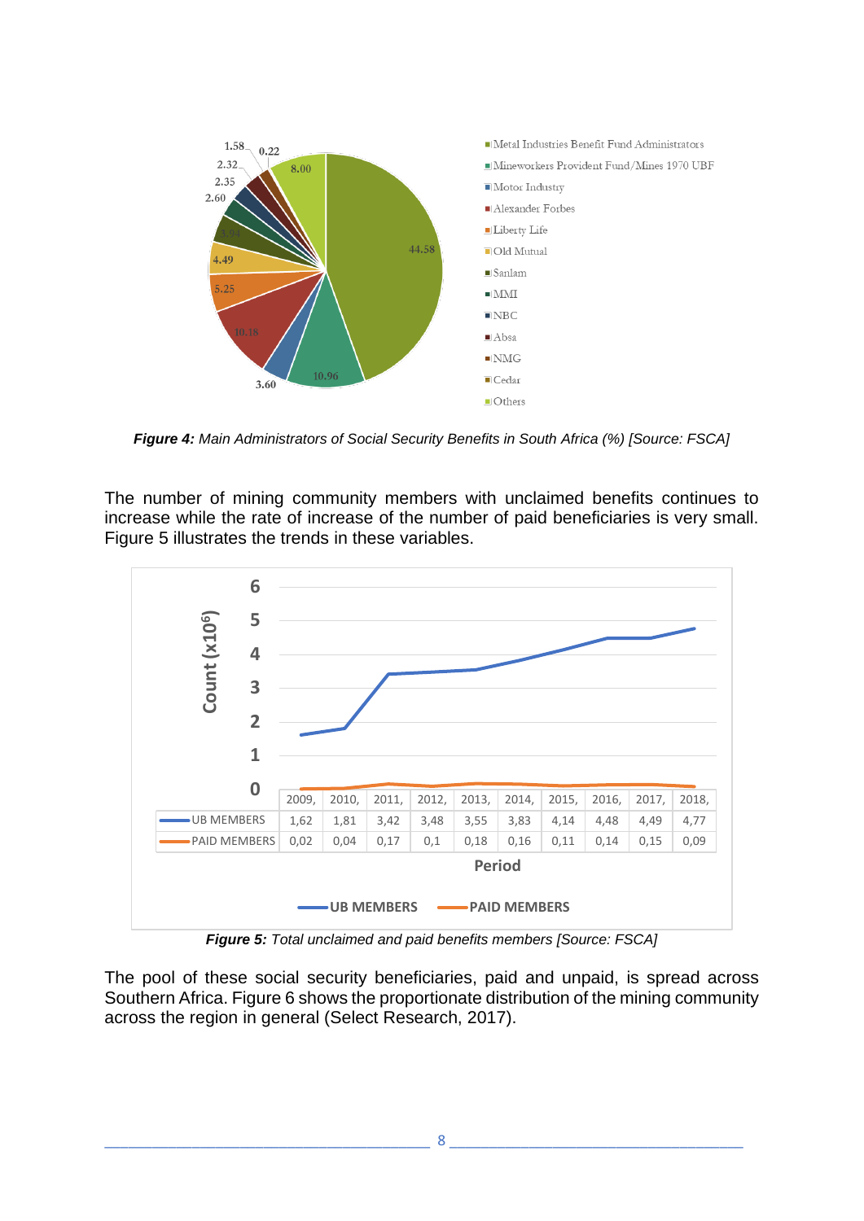**Figure 4:** *Main Administrators of Social Security Benefits in South Africa (%) [Source: FSCA]*

The number of mining community members with unclaimed benefits continues to increase while the rate of increase of the number of paid beneficiaries is very small. Figure 5 illustrates the trends in these variables.

| | 2009, | 2010, | 2011, | 2012, | 2013, | 2014, | 2015, | 2016, | 2017, | 2018, |
|---|---|---|---|---|---|---|---|---|---|---|
| UB MEMBERS | 1,62 | 1,81 | 3,42 | 3,48 | 3,55 | 3,83 | 4,14 | 4,48 | 4,49 | 4,77 |
| PAID MEMBERS | 0,02 | 0,04 | 0,17 | 0,1 | 0,18 | 0,16 | 0,11 | 0,14 | 0,15 | 0,09 |

**Figure 5:** *Total unclaimed and paid benefits members [Source: FSCA]*

The pool of these social security beneficiaries, paid and unpaid, is spread across Southern Africa. Figure 6 shows the proportionate distribution of the mining community across the region in general (Select Research, 2017).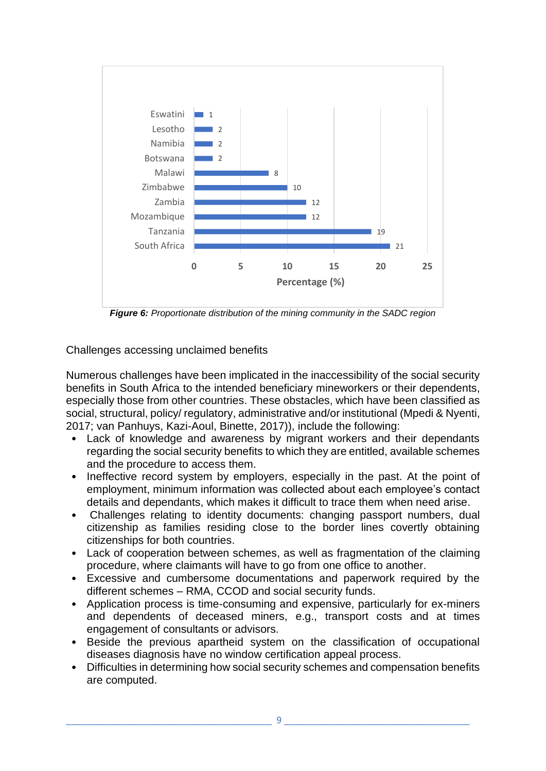| Country | Percentage (%) |
|---|---|
| Eswatini | 1 |
| Lesotho | 2 |
| Namibia | 2 |
| Botswana | 2 |
| Malawi | 8 |
| Zimbabwe | 10 |
| Zambia | 12 |
| Mozambique | 12 |
| Tanzania | 19 |
| South Africa | 21 |

***Figure 6:*** *Proportionate distribution of the mining community in the SADC region*

Challenges accessing unclaimed benefits

Numerous challenges have been implicated in the inaccessibility of the social security benefits in South Africa to the intended beneficiary mineworkers or their dependents, especially those from other countries. These obstacles, which have been classified as social, structural, policy/ regulatory, administrative and/or institutional (Mpedi & Nyenti, 2017; van Panhuys, Kazi-Aoul, Binette, 2017)), include the following:

- Lack of knowledge and awareness by migrant workers and their dependants regarding the social security benefits to which they are entitled, available schemes and the procedure to access them.
- Ineffective record system by employers, especially in the past. At the point of employment, minimum information was collected about each employee's contact details and dependants, which makes it difficult to trace them when need arise.
- Challenges relating to identity documents: changing passport numbers, dual citizenship as families residing close to the border lines covertly obtaining citizenships for both countries.
- Lack of cooperation between schemes, as well as fragmentation of the claiming procedure, where claimants will have to go from one office to another.
- Excessive and cumbersome documentations and paperwork required by the different schemes – RMA, CCOD and social security funds.
- Application process is time-consuming and expensive, particularly for ex-miners and dependents of deceased miners, e.g., transport costs and at times engagement of consultants or advisors.
- Beside the previous apartheid system on the classification of occupational diseases diagnosis have no window certification appeal process.
- Difficulties in determining how social security schemes and compensation benefits are computed.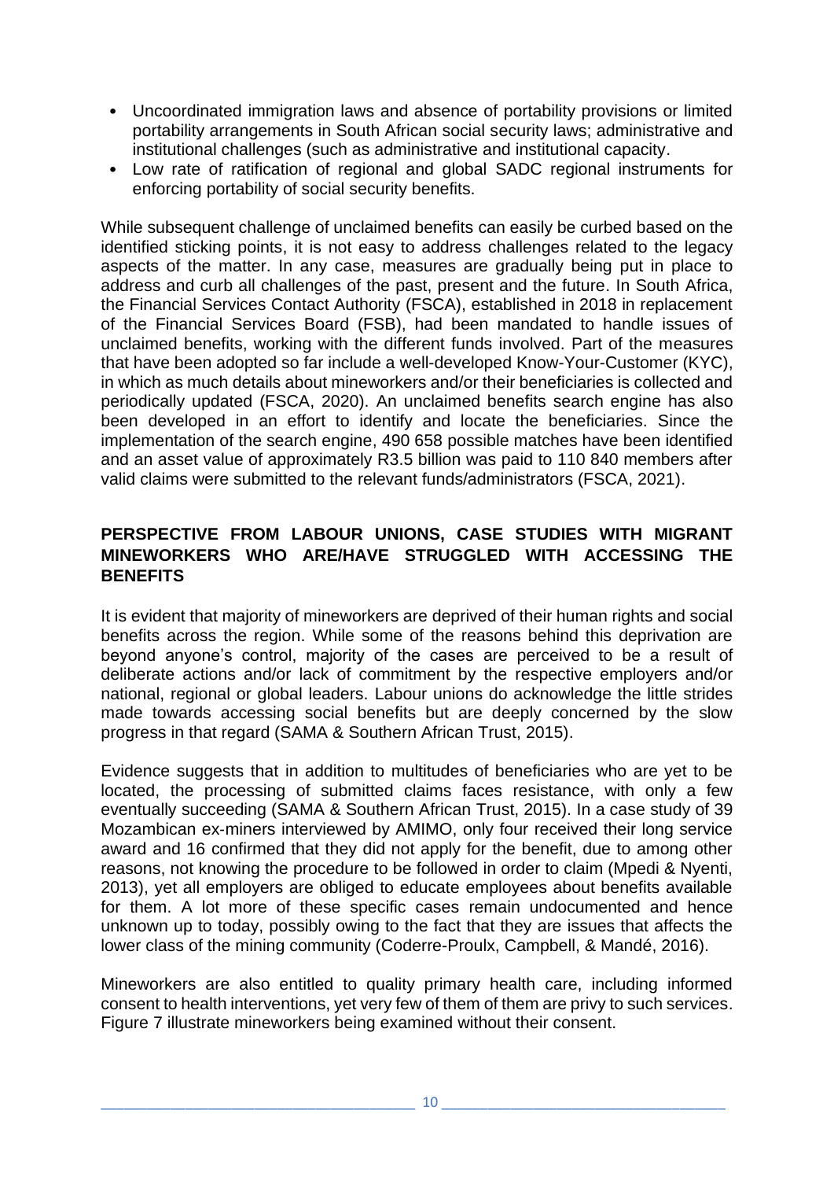- Uncoordinated immigration laws and absence of portability provisions or limited portability arrangements in South African social security laws; administrative and institutional challenges (such as administrative and institutional capacity.
- Low rate of ratification of regional and global SADC regional instruments for enforcing portability of social security benefits.

While subsequent challenge of unclaimed benefits can easily be curbed based on the identified sticking points, it is not easy to address challenges related to the legacy aspects of the matter. In any case, measures are gradually being put in place to address and curb all challenges of the past, present and the future. In South Africa, the Financial Services Contact Authority (FSCA), established in 2018 in replacement of the Financial Services Board (FSB), had been mandated to handle issues of unclaimed benefits, working with the different funds involved. Part of the measures that have been adopted so far include a well-developed Know-Your-Customer (KYC), in which as much details about mineworkers and/or their beneficiaries is collected and periodically updated (FSCA, 2020). An unclaimed benefits search engine has also been developed in an effort to identify and locate the beneficiaries. Since the implementation of the search engine, 490 658 possible matches have been identified and an asset value of approximately R3.5 billion was paid to 110 840 members after valid claims were submitted to the relevant funds/administrators (FSCA, 2021).

## PERSPECTIVE FROM LABOUR UNIONS, CASE STUDIES WITH MIGRANT MINEWORKERS WHO ARE/HAVE STRUGGLED WITH ACCESSING THE BENEFITS

It is evident that majority of mineworkers are deprived of their human rights and social benefits across the region. While some of the reasons behind this deprivation are beyond anyone's control, majority of the cases are perceived to be a result of deliberate actions and/or lack of commitment by the respective employers and/or national, regional or global leaders. Labour unions do acknowledge the little strides made towards accessing social benefits but are deeply concerned by the slow progress in that regard (SAMA & Southern African Trust, 2015).

Evidence suggests that in addition to multitudes of beneficiaries who are yet to be located, the processing of submitted claims faces resistance, with only a few eventually succeeding (SAMA & Southern African Trust, 2015). In a case study of 39 Mozambican ex-miners interviewed by AMIMO, only four received their long service award and 16 confirmed that they did not apply for the benefit, due to among other reasons, not knowing the procedure to be followed in order to claim (Mpedi & Nyenti, 2013), yet all employers are obliged to educate employees about benefits available for them. A lot more of these specific cases remain undocumented and hence unknown up to today, possibly owing to the fact that they are issues that affects the lower class of the mining community (Coderre-Proulx, Campbell, & Mandé, 2016).

Mineworkers are also entitled to quality primary health care, including informed consent to health interventions, yet very few of them of them are privy to such services. Figure 7 illustrate mineworkers being examined without their consent.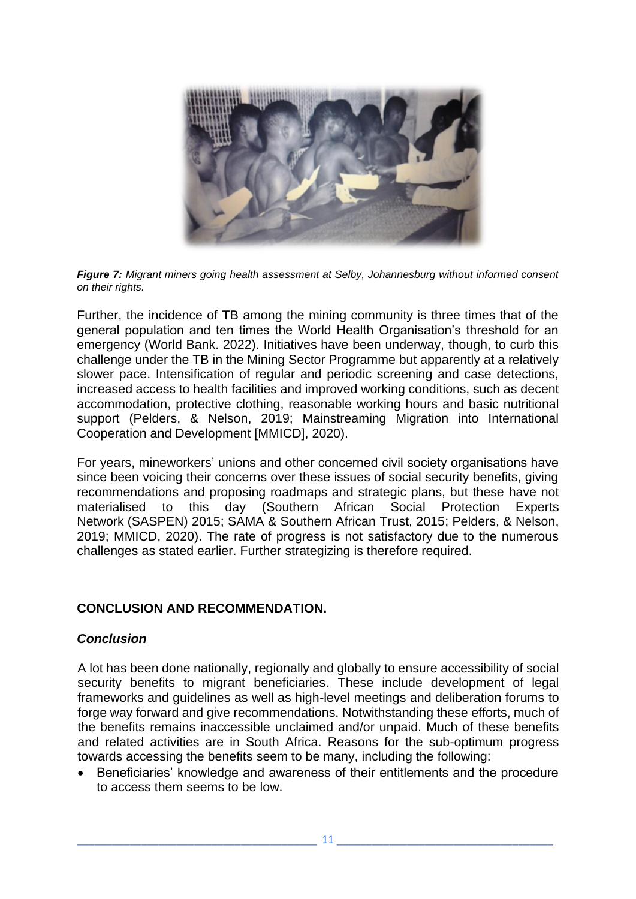***Figure 7:*** *Migrant miners going health assessment at Selby, Johannesburg without informed consent on their rights.*

Further, the incidence of TB among the mining community is three times that of the general population and ten times the World Health Organisation's threshold for an emergency (World Bank. 2022). Initiatives have been underway, though, to curb this challenge under the TB in the Mining Sector Programme but apparently at a relatively slower pace. Intensification of regular and periodic screening and case detections, increased access to health facilities and improved working conditions, such as decent accommodation, protective clothing, reasonable working hours and basic nutritional support (Pelders, & Nelson, 2019; Mainstreaming Migration into International Cooperation and Development [MMICD], 2020).

For years, mineworkers' unions and other concerned civil society organisations have since been voicing their concerns over these issues of social security benefits, giving recommendations and proposing roadmaps and strategic plans, but these have not materialised to this day (Southern African Social Protection Experts Network (SASPEN) 2015; SAMA & Southern African Trust, 2015; Pelders, & Nelson, 2019; MMICD, 2020). The rate of progress is not satisfactory due to the numerous challenges as stated earlier. Further strategizing is therefore required.

## CONCLUSION AND RECOMMENDATION.

### *Conclusion*

A lot has been done nationally, regionally and globally to ensure accessibility of social security benefits to migrant beneficiaries. These include development of legal frameworks and guidelines as well as high-level meetings and deliberation forums to forge way forward and give recommendations. Notwithstanding these efforts, much of the benefits remains inaccessible unclaimed and/or unpaid. Much of these benefits and related activities are in South Africa. Reasons for the sub-optimum progress towards accessing the benefits seem to be many, including the following:

- Beneficiaries' knowledge and awareness of their entitlements and the procedure to access them seems to be low.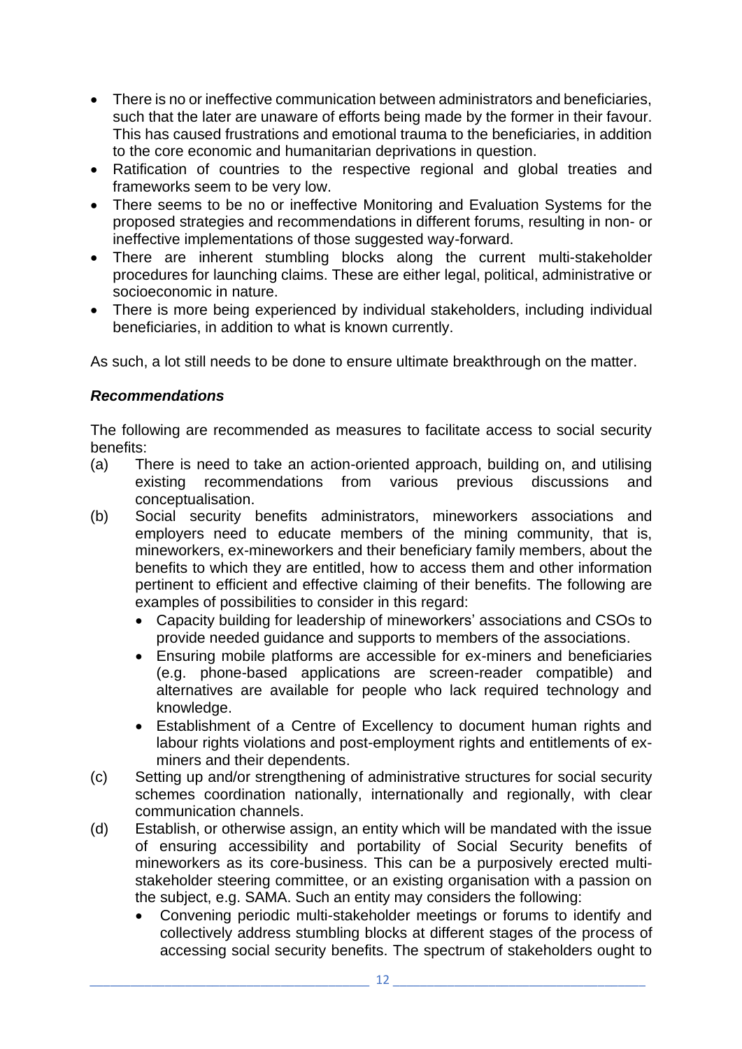- There is no or ineffective communication between administrators and beneficiaries, such that the later are unaware of efforts being made by the former in their favour. This has caused frustrations and emotional trauma to the beneficiaries, in addition to the core economic and humanitarian deprivations in question.
- Ratification of countries to the respective regional and global treaties and frameworks seem to be very low.
- There seems to be no or ineffective Monitoring and Evaluation Systems for the proposed strategies and recommendations in different forums, resulting in non- or ineffective implementations of those suggested way-forward.
- There are inherent stumbling blocks along the current multi-stakeholder procedures for launching claims. These are either legal, political, administrative or socioeconomic in nature.
- There is more being experienced by individual stakeholders, including individual beneficiaries, in addition to what is known currently.

As such, a lot still needs to be done to ensure ultimate breakthrough on the matter.

### ***Recommendations***

The following are recommended as measures to facilitate access to social security benefits:

(a) There is need to take an action-oriented approach, building on, and utilising existing recommendations from various previous discussions and conceptualisation.

(b) Social security benefits administrators, mineworkers associations and employers need to educate members of the mining community, that is, mineworkers, ex-mineworkers and their beneficiary family members, about the benefits to which they are entitled, how to access them and other information pertinent to efficient and effective claiming of their benefits. The following are examples of possibilities to consider in this regard:
   - Capacity building for leadership of mineworkers' associations and CSOs to provide needed guidance and supports to members of the associations.
   - Ensuring mobile platforms are accessible for ex-miners and beneficiaries (e.g. phone-based applications are screen-reader compatible) and alternatives are available for people who lack required technology and knowledge.
   - Establishment of a Centre of Excellency to document human rights and labour rights violations and post-employment rights and entitlements of ex-miners and their dependents.

(c) Setting up and/or strengthening of administrative structures for social security schemes coordination nationally, internationally and regionally, with clear communication channels.

(d) Establish, or otherwise assign, an entity which will be mandated with the issue of ensuring accessibility and portability of Social Security benefits of mineworkers as its core-business. This can be a purposively erected multi-stakeholder steering committee, or an existing organisation with a passion on the subject, e.g. SAMA. Such an entity may considers the following:
   - Convening periodic multi-stakeholder meetings or forums to identify and collectively address stumbling blocks at different stages of the process of accessing social security benefits. The spectrum of stakeholders ought to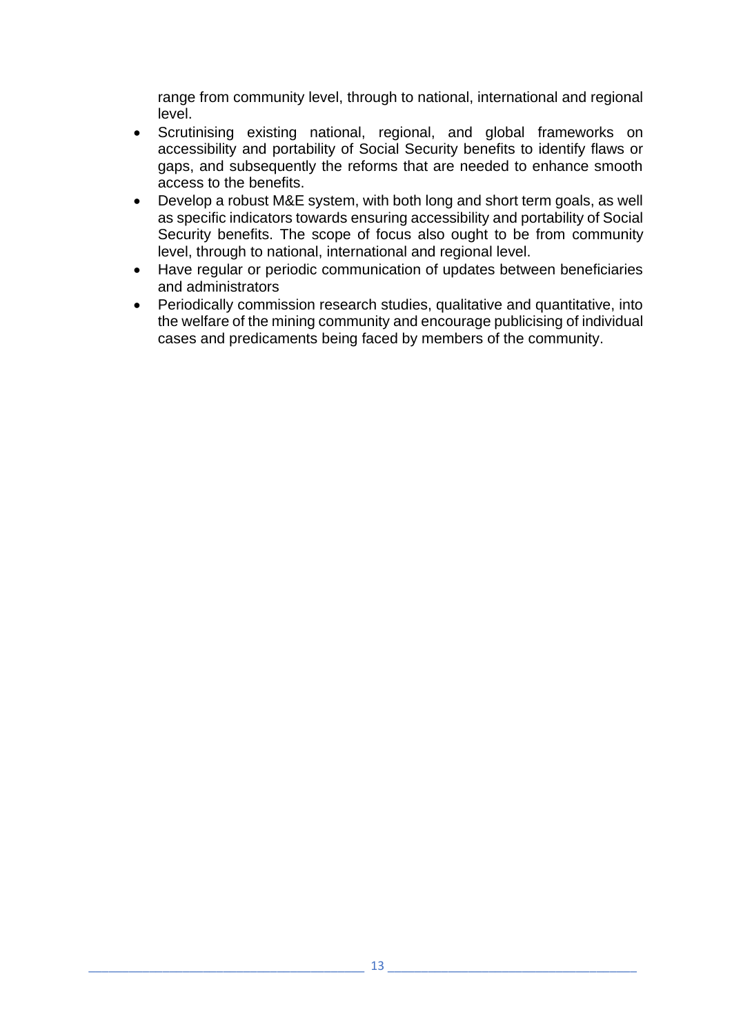range from community level, through to national, international and regional level.

- Scrutinising existing national, regional, and global frameworks on accessibility and portability of Social Security benefits to identify flaws or gaps, and subsequently the reforms that are needed to enhance smooth access to the benefits.
- Develop a robust M&E system, with both long and short term goals, as well as specific indicators towards ensuring accessibility and portability of Social Security benefits. The scope of focus also ought to be from community level, through to national, international and regional level.
- Have regular or periodic communication of updates between beneficiaries and administrators
- Periodically commission research studies, qualitative and quantitative, into the welfare of the mining community and encourage publicising of individual cases and predicaments being faced by members of the community.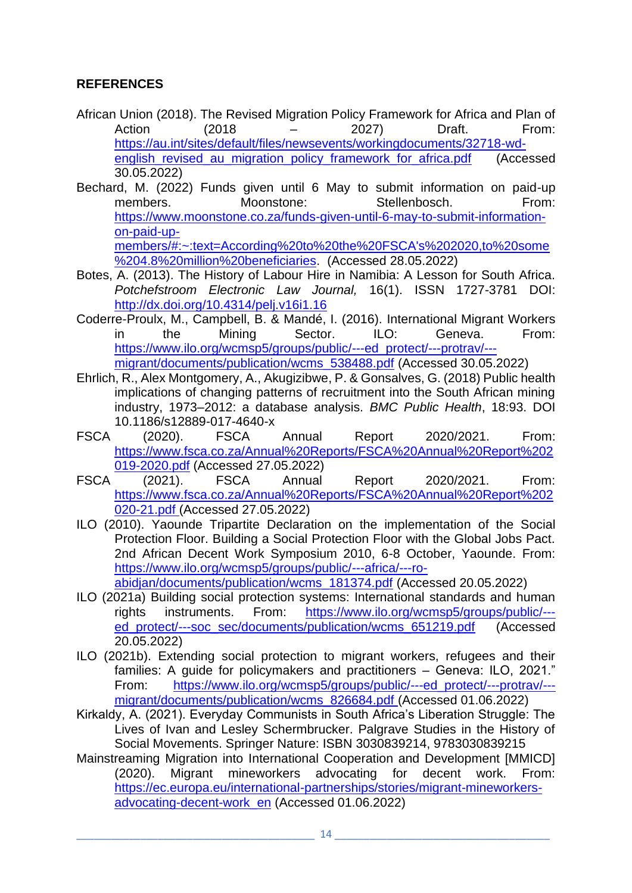## REFERENCES

African Union (2018). The Revised Migration Policy Framework for Africa and Plan of Action (2018 – 2027) Draft. From: https://au.int/sites/default/files/newsevents/workingdocuments/32718-wd-english_revised_au_migration_policy_framework_for_africa.pdf (Accessed 30.05.2022)

Bechard, M. (2022) Funds given until 6 May to submit information on paid-up members. Moonstone: Stellenbosch. From: https://www.moonstone.co.za/funds-given-until-6-may-to-submit-information-on-paid-up-members/#:~:text=According%20to%20the%20FSCA's%202020,to%20some%204.8%20million%20beneficiaries. (Accessed 28.05.2022)

Botes, A. (2013). The History of Labour Hire in Namibia: A Lesson for South Africa. *Potchefstroom Electronic Law Journal,* 16(1). ISSN 1727-3781 DOI: http://dx.doi.org/10.4314/pelj.v16i1.16

Coderre-Proulx, M., Campbell, B. & Mandé, I. (2016). International Migrant Workers in the Mining Sector. ILO: Geneva. From: https://www.ilo.org/wcmsp5/groups/public/---ed_protect/---protrav/---migrant/documents/publication/wcms_538488.pdf (Accessed 30.05.2022)

Ehrlich, R., Alex Montgomery, A., Akugizibwe, P. & Gonsalves, G. (2018) Public health implications of changing patterns of recruitment into the South African mining industry, 1973–2012: a database analysis. *BMC Public Health*, 18:93. DOI 10.1186/s12889-017-4640-x

FSCA (2020). FSCA Annual Report 2020/2021. From: https://www.fsca.co.za/Annual%20Reports/FSCA%20Annual%20Report%202019-2020.pdf (Accessed 27.05.2022)

FSCA (2021). FSCA Annual Report 2020/2021. From: https://www.fsca.co.za/Annual%20Reports/FSCA%20Annual%20Report%202020-21.pdf (Accessed 27.05.2022)

ILO (2010). Yaounde Tripartite Declaration on the implementation of the Social Protection Floor. Building a Social Protection Floor with the Global Jobs Pact. 2nd African Decent Work Symposium 2010, 6-8 October, Yaounde. From: https://www.ilo.org/wcmsp5/groups/public/---africa/---ro-abidjan/documents/publication/wcms_181374.pdf (Accessed 20.05.2022)

ILO (2021a) Building social protection systems: International standards and human rights instruments. From: https://www.ilo.org/wcmsp5/groups/public/---ed_protect/---soc_sec/documents/publication/wcms_651219.pdf (Accessed 20.05.2022)

ILO (2021b). Extending social protection to migrant workers, refugees and their families: A guide for policymakers and practitioners – Geneva: ILO, 2021." From: https://www.ilo.org/wcmsp5/groups/public/---ed_protect/---protrav/---migrant/documents/publication/wcms_826684.pdf (Accessed 01.06.2022)

Kirkaldy, A. (2021). Everyday Communists in South Africa's Liberation Struggle: The Lives of Ivan and Lesley Schermbrucker. Palgrave Studies in the History of Social Movements. Springer Nature: ISBN 3030839214, 9783030839215

Mainstreaming Migration into International Cooperation and Development [MMICD] (2020). Migrant mineworkers advocating for decent work. From: https://ec.europa.eu/international-partnerships/stories/migrant-mineworkers-advocating-decent-work_en (Accessed 01.06.2022)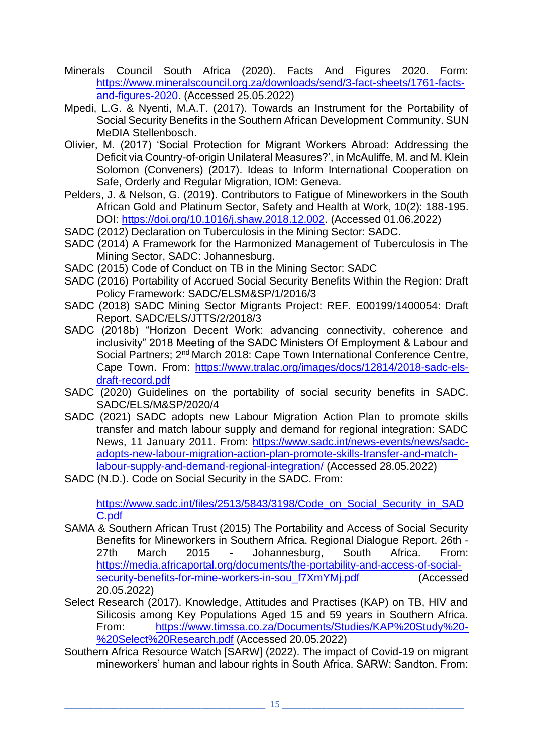Minerals Council South Africa (2020). Facts And Figures 2020. Form: https://www.mineralscouncil.org.za/downloads/send/3-fact-sheets/1761-facts-and-figures-2020. (Accessed 25.05.2022)

Mpedi, L.G. & Nyenti, M.A.T. (2017). Towards an Instrument for the Portability of Social Security Benefits in the Southern African Development Community. SUN MeDIA Stellenbosch.

Olivier, M. (2017) 'Social Protection for Migrant Workers Abroad: Addressing the Deficit via Country-of-origin Unilateral Measures?', in McAuliffe, M. and M. Klein Solomon (Conveners) (2017). Ideas to Inform International Cooperation on Safe, Orderly and Regular Migration, IOM: Geneva.

Pelders, J. & Nelson, G. (2019). Contributors to Fatigue of Mineworkers in the South African Gold and Platinum Sector, Safety and Health at Work, 10(2): 188-195. DOI: https://doi.org/10.1016/j.shaw.2018.12.002. (Accessed 01.06.2022)

SADC (2012) Declaration on Tuberculosis in the Mining Sector: SADC.

SADC (2014) A Framework for the Harmonized Management of Tuberculosis in The Mining Sector, SADC: Johannesburg.

SADC (2015) Code of Conduct on TB in the Mining Sector: SADC

SADC (2016) Portability of Accrued Social Security Benefits Within the Region: Draft Policy Framework: SADC/ELSM&SP/1/2016/3

SADC (2018) SADC Mining Sector Migrants Project: REF. E00199/1400054: Draft Report. SADC/ELS/JTTS/2/2018/3

SADC (2018b) "Horizon Decent Work: advancing connectivity, coherence and inclusivity" 2018 Meeting of the SADC Ministers Of Employment & Labour and Social Partners; 2nd March 2018: Cape Town International Conference Centre, Cape Town. From: https://www.tralac.org/images/docs/12814/2018-sadc-els-draft-record.pdf

SADC (2020) Guidelines on the portability of social security benefits in SADC. SADC/ELS/M&SP/2020/4

SADC (2021) SADC adopts new Labour Migration Action Plan to promote skills transfer and match labour supply and demand for regional integration: SADC News, 11 January 2011. From: https://www.sadc.int/news-events/news/sadc-adopts-new-labour-migration-action-plan-promote-skills-transfer-and-match-labour-supply-and-demand-regional-integration/ (Accessed 28.05.2022)

SADC (N.D.). Code on Social Security in the SADC. From:

https://www.sadc.int/files/2513/5843/3198/Code_on_Social_Security_in_SADC.pdf

SAMA & Southern African Trust (2015) The Portability and Access of Social Security Benefits for Mineworkers in Southern Africa. Regional Dialogue Report. 26th - 27th March 2015 - Johannesburg, South Africa. From: https://media.africaportal.org/documents/the-portability-and-access-of-social-security-benefits-for-mine-workers-in-sou_f7XmYMj.pdf (Accessed 20.05.2022)

Select Research (2017). Knowledge, Attitudes and Practises (KAP) on TB, HIV and Silicosis among Key Populations Aged 15 and 59 years in Southern Africa. From: https://www.timssa.co.za/Documents/Studies/KAP%20Study%20-%20Select%20Research.pdf (Accessed 20.05.2022)

Southern Africa Resource Watch [SARW] (2022). The impact of Covid-19 on migrant mineworkers' human and labour rights in South Africa. SARW: Sandton. From: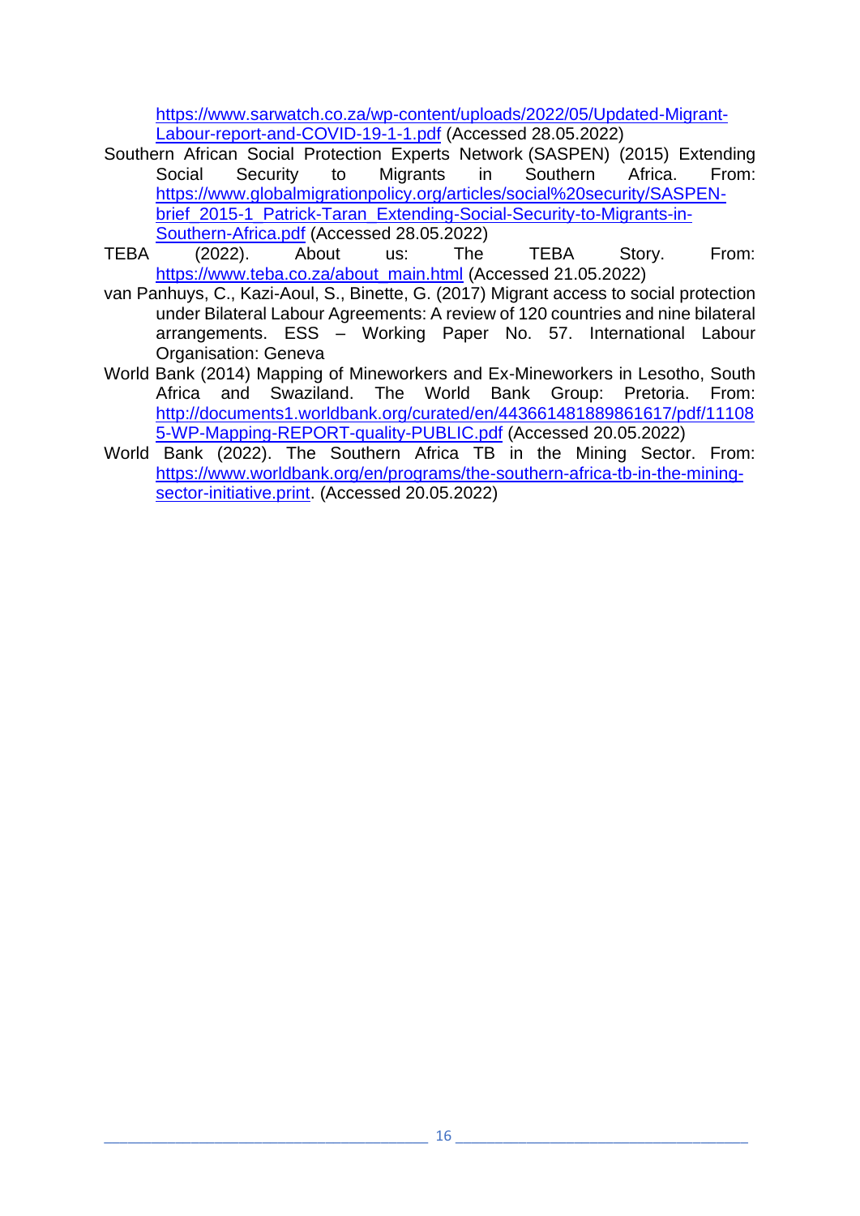https://www.sarwatch.co.za/wp-content/uploads/2022/05/Updated-Migrant-Labour-report-and-COVID-19-1-1.pdf (Accessed 28.05.2022)

Southern African Social Protection Experts Network (SASPEN) (2015) Extending Social Security to Migrants in Southern Africa. From: https://www.globalmigrationpolicy.org/articles/social%20security/SASPEN-brief_2015-1_Patrick-Taran_Extending-Social-Security-to-Migrants-in-Southern-Africa.pdf (Accessed 28.05.2022)

TEBA (2022). About us: The TEBA Story. From: https://www.teba.co.za/about_main.html (Accessed 21.05.2022)

van Panhuys, C., Kazi-Aoul, S., Binette, G. (2017) Migrant access to social protection under Bilateral Labour Agreements: A review of 120 countries and nine bilateral arrangements. ESS – Working Paper No. 57. International Labour Organisation: Geneva

World Bank (2014) Mapping of Mineworkers and Ex-Mineworkers in Lesotho, South Africa and Swaziland. The World Bank Group: Pretoria. From: http://documents1.worldbank.org/curated/en/443661481889861617/pdf/111085-WP-Mapping-REPORT-quality-PUBLIC.pdf (Accessed 20.05.2022)

World Bank (2022). The Southern Africa TB in the Mining Sector. From: https://www.worldbank.org/en/programs/the-southern-africa-tb-in-the-mining-sector-initiative.print. (Accessed 20.05.2022)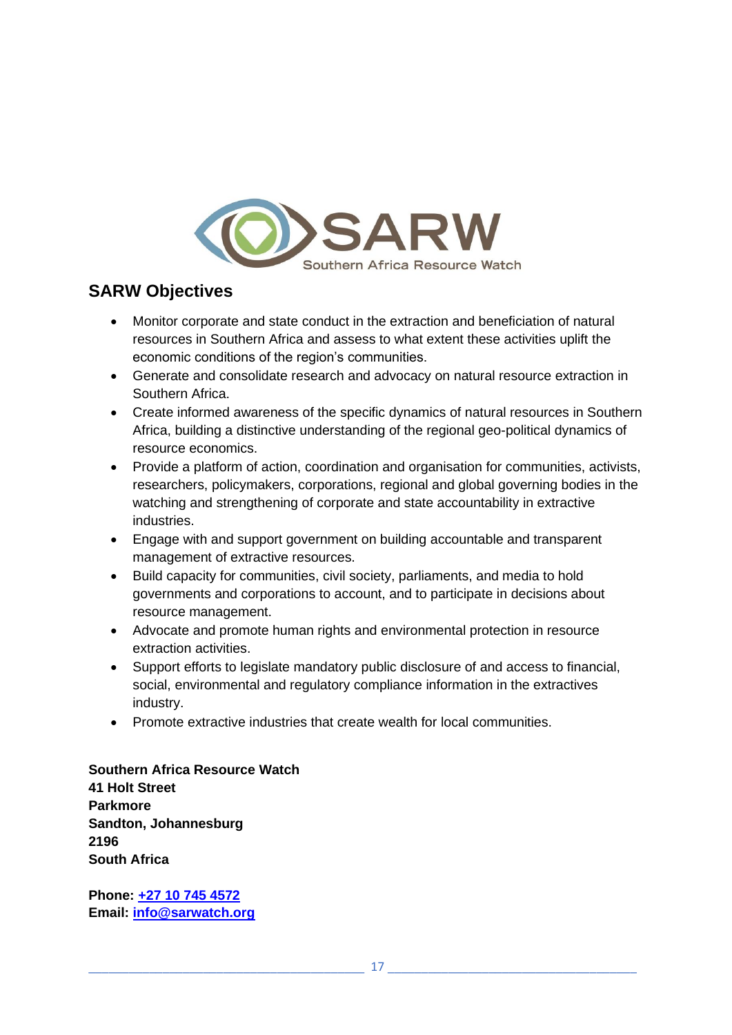## SARW Objectives

- Monitor corporate and state conduct in the extraction and beneficiation of natural resources in Southern Africa and assess to what extent these activities uplift the economic conditions of the region's communities.
- Generate and consolidate research and advocacy on natural resource extraction in Southern Africa.
- Create informed awareness of the specific dynamics of natural resources in Southern Africa, building a distinctive understanding of the regional geo-political dynamics of resource economics.
- Provide a platform of action, coordination and organisation for communities, activists, researchers, policymakers, corporations, regional and global governing bodies in the watching and strengthening of corporate and state accountability in extractive industries.
- Engage with and support government on building accountable and transparent management of extractive resources.
- Build capacity for communities, civil society, parliaments, and media to hold governments and corporations to account, and to participate in decisions about resource management.
- Advocate and promote human rights and environmental protection in resource extraction activities.
- Support efforts to legislate mandatory public disclosure of and access to financial, social, environmental and regulatory compliance information in the extractives industry.
- Promote extractive industries that create wealth for local communities.

**Southern Africa Resource Watch**
**41 Holt Street**
**Parkmore**
**Sandton, Johannesburg**
**2196**
**South Africa**

**Phone:** +27 10 745 4572
**Email:** info@sarwatch.org